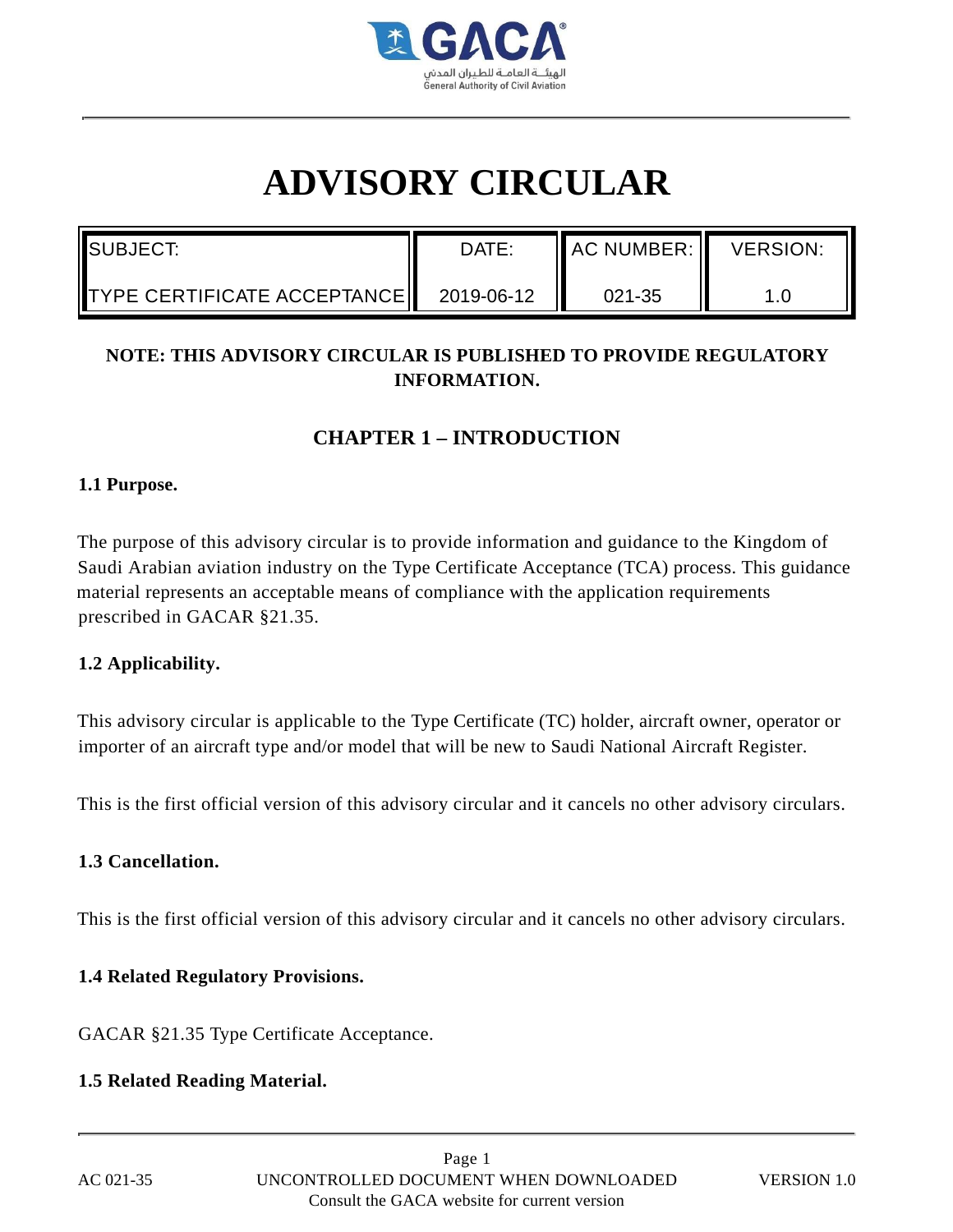# ADVISORY CIRCULAR

| SUBJECT: | DATE: | AC NUMBER: | VERSION: |
|---|---|---|---|
| TYPE CERTIFICATE ACCEPTANCE | 2019-06-12 | 021-35 | 1.0 |

**NOTE: THIS ADVISORY CIRCULAR IS PUBLISHED TO PROVIDE REGULATORY INFORMATION.**

## CHAPTER 1 – INTRODUCTION

### 1.1 Purpose.

The purpose of this advisory circular is to provide information and guidance to the Kingdom of Saudi Arabian aviation industry on the Type Certificate Acceptance (TCA) process. This guidance material represents an acceptable means of compliance with the application requirements prescribed in GACAR §21.35.

### 1.2 Applicability.

This advisory circular is applicable to the Type Certificate (TC) holder, aircraft owner, operator or importer of an aircraft type and/or model that will be new to Saudi National Aircraft Register.

This is the first official version of this advisory circular and it cancels no other advisory circulars.

### 1.3 Cancellation.

This is the first official version of this advisory circular and it cancels no other advisory circulars.

### 1.4 Related Regulatory Provisions.

GACAR §21.35 Type Certificate Acceptance.

### 1.5 Related Reading Material.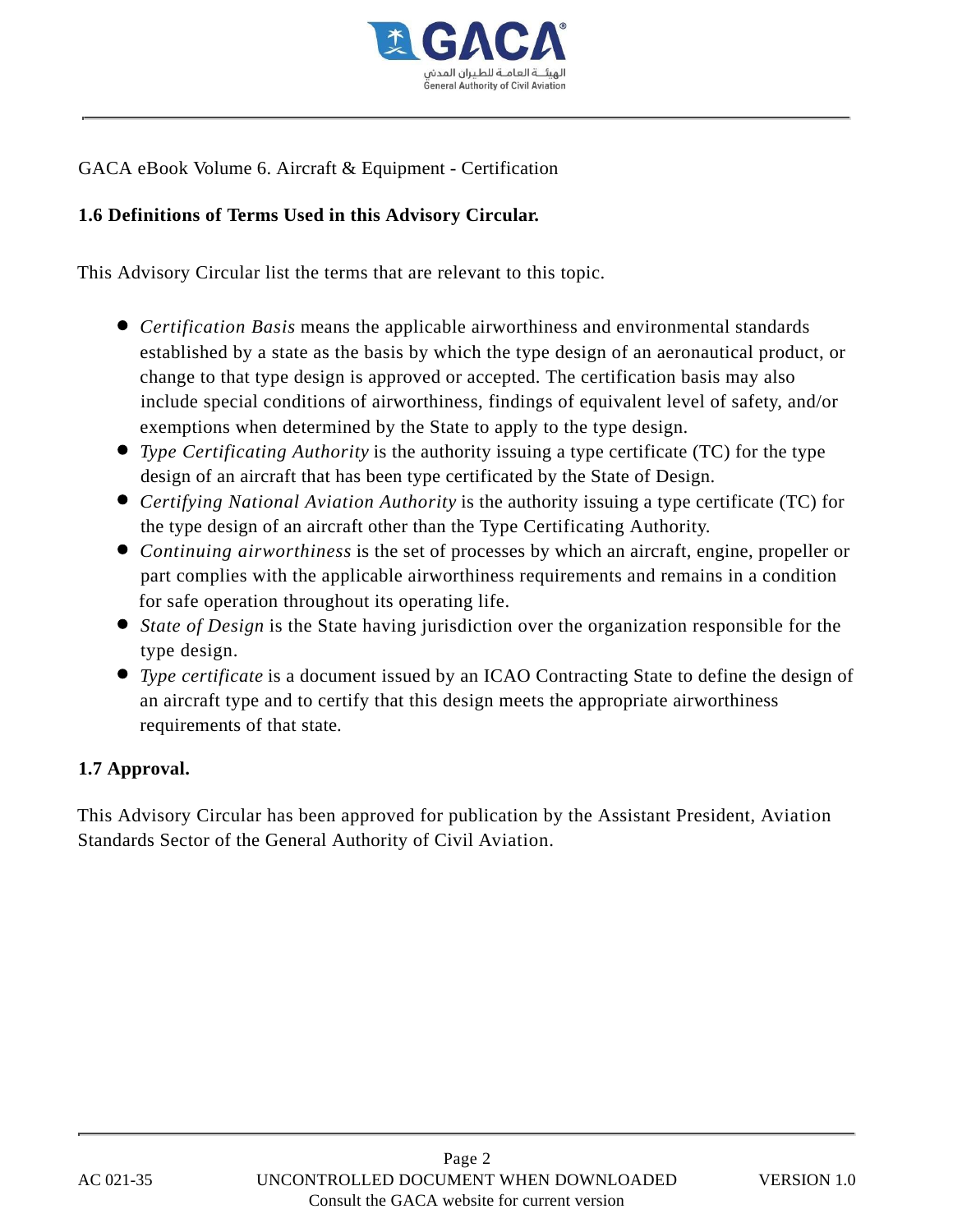GACA eBook Volume 6. Aircraft & Equipment - Certification

**1.6 Definitions of Terms Used in this Advisory Circular.**

This Advisory Circular list the terms that are relevant to this topic.

- *Certification Basis* means the applicable airworthiness and environmental standards established by a state as the basis by which the type design of an aeronautical product, or change to that type design is approved or accepted. The certification basis may also include special conditions of airworthiness, findings of equivalent level of safety, and/or exemptions when determined by the State to apply to the type design.
- *Type Certificating Authority* is the authority issuing a type certificate (TC) for the type design of an aircraft that has been type certificated by the State of Design.
- *Certifying National Aviation Authority* is the authority issuing a type certificate (TC) for the type design of an aircraft other than the Type Certificating Authority.
- *Continuing airworthiness* is the set of processes by which an aircraft, engine, propeller or part complies with the applicable airworthiness requirements and remains in a condition for safe operation throughout its operating life.
- *State of Design* is the State having jurisdiction over the organization responsible for the type design.
- *Type certificate* is a document issued by an ICAO Contracting State to define the design of an aircraft type and to certify that this design meets the appropriate airworthiness requirements of that state.

**1.7 Approval.**

This Advisory Circular has been approved for publication by the Assistant President, Aviation Standards Sector of the General Authority of Civil Aviation.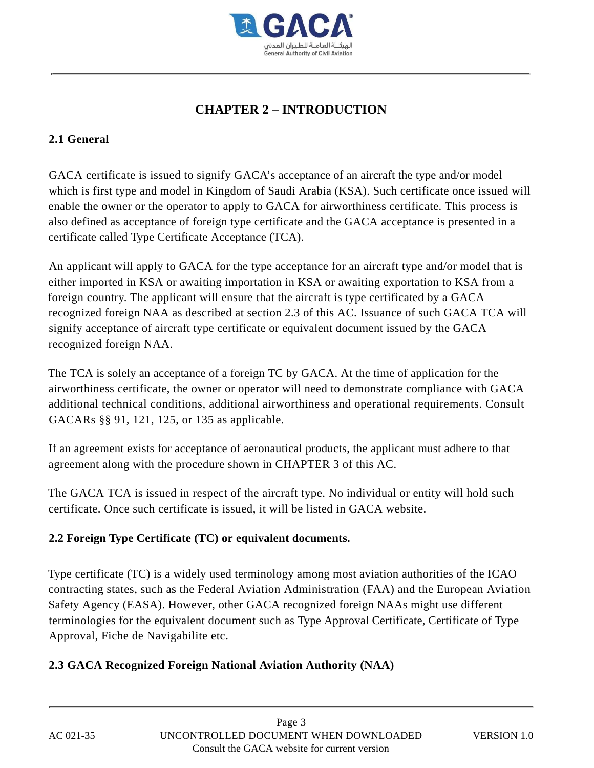# CHAPTER 2 – INTRODUCTION

## 2.1 General

GACA certificate is issued to signify GACA's acceptance of an aircraft the type and/or model which is first type and model in Kingdom of Saudi Arabia (KSA). Such certificate once issued will enable the owner or the operator to apply to GACA for airworthiness certificate. This process is also defined as acceptance of foreign type certificate and the GACA acceptance is presented in a certificate called Type Certificate Acceptance (TCA).

An applicant will apply to GACA for the type acceptance for an aircraft type and/or model that is either imported in KSA or awaiting importation in KSA or awaiting exportation to KSA from a foreign country. The applicant will ensure that the aircraft is type certificated by a GACA recognized foreign NAA as described at section 2.3 of this AC. Issuance of such GACA TCA will signify acceptance of aircraft type certificate or equivalent document issued by the GACA recognized foreign NAA.

The TCA is solely an acceptance of a foreign TC by GACA. At the time of application for the airworthiness certificate, the owner or operator will need to demonstrate compliance with GACA additional technical conditions, additional airworthiness and operational requirements. Consult GACARs §§ 91, 121, 125, or 135 as applicable.

If an agreement exists for acceptance of aeronautical products, the applicant must adhere to that agreement along with the procedure shown in CHAPTER 3 of this AC.

The GACA TCA is issued in respect of the aircraft type. No individual or entity will hold such certificate. Once such certificate is issued, it will be listed in GACA website.

## 2.2 Foreign Type Certificate (TC) or equivalent documents.

Type certificate (TC) is a widely used terminology among most aviation authorities of the ICAO contracting states, such as the Federal Aviation Administration (FAA) and the European Aviation Safety Agency (EASA). However, other GACA recognized foreign NAAs might use different terminologies for the equivalent document such as Type Approval Certificate, Certificate of Type Approval, Fiche de Navigabilite etc.

## 2.3 GACA Recognized Foreign National Aviation Authority (NAA)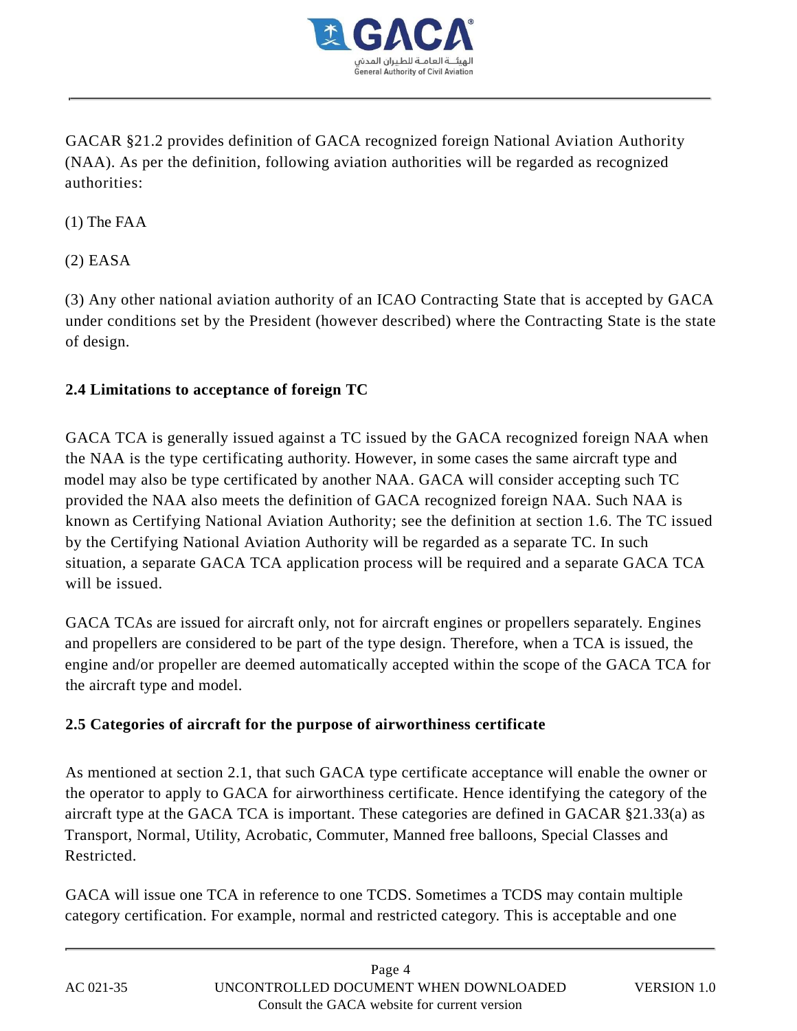GACAR §21.2 provides definition of GACA recognized foreign National Aviation Authority (NAA). As per the definition, following aviation authorities will be regarded as recognized authorities:

(1) The FAA

(2) EASA

(3) Any other national aviation authority of an ICAO Contracting State that is accepted by GACA under conditions set by the President (however described) where the Contracting State is the state of design.

### 2.4 Limitations to acceptance of foreign TC

GACA TCA is generally issued against a TC issued by the GACA recognized foreign NAA when the NAA is the type certificating authority. However, in some cases the same aircraft type and model may also be type certificated by another NAA. GACA will consider accepting such TC provided the NAA also meets the definition of GACA recognized foreign NAA. Such NAA is known as Certifying National Aviation Authority; see the definition at section 1.6. The TC issued by the Certifying National Aviation Authority will be regarded as a separate TC. In such situation, a separate GACA TCA application process will be required and a separate GACA TCA will be issued.

GACA TCAs are issued for aircraft only, not for aircraft engines or propellers separately. Engines and propellers are considered to be part of the type design. Therefore, when a TCA is issued, the engine and/or propeller are deemed automatically accepted within the scope of the GACA TCA for the aircraft type and model.

### 2.5 Categories of aircraft for the purpose of airworthiness certificate

As mentioned at section 2.1, that such GACA type certificate acceptance will enable the owner or the operator to apply to GACA for airworthiness certificate. Hence identifying the category of the aircraft type at the GACA TCA is important. These categories are defined in GACAR §21.33(a) as Transport, Normal, Utility, Acrobatic, Commuter, Manned free balloons, Special Classes and Restricted.

GACA will issue one TCA in reference to one TCDS. Sometimes a TCDS may contain multiple category certification. For example, normal and restricted category. This is acceptable and one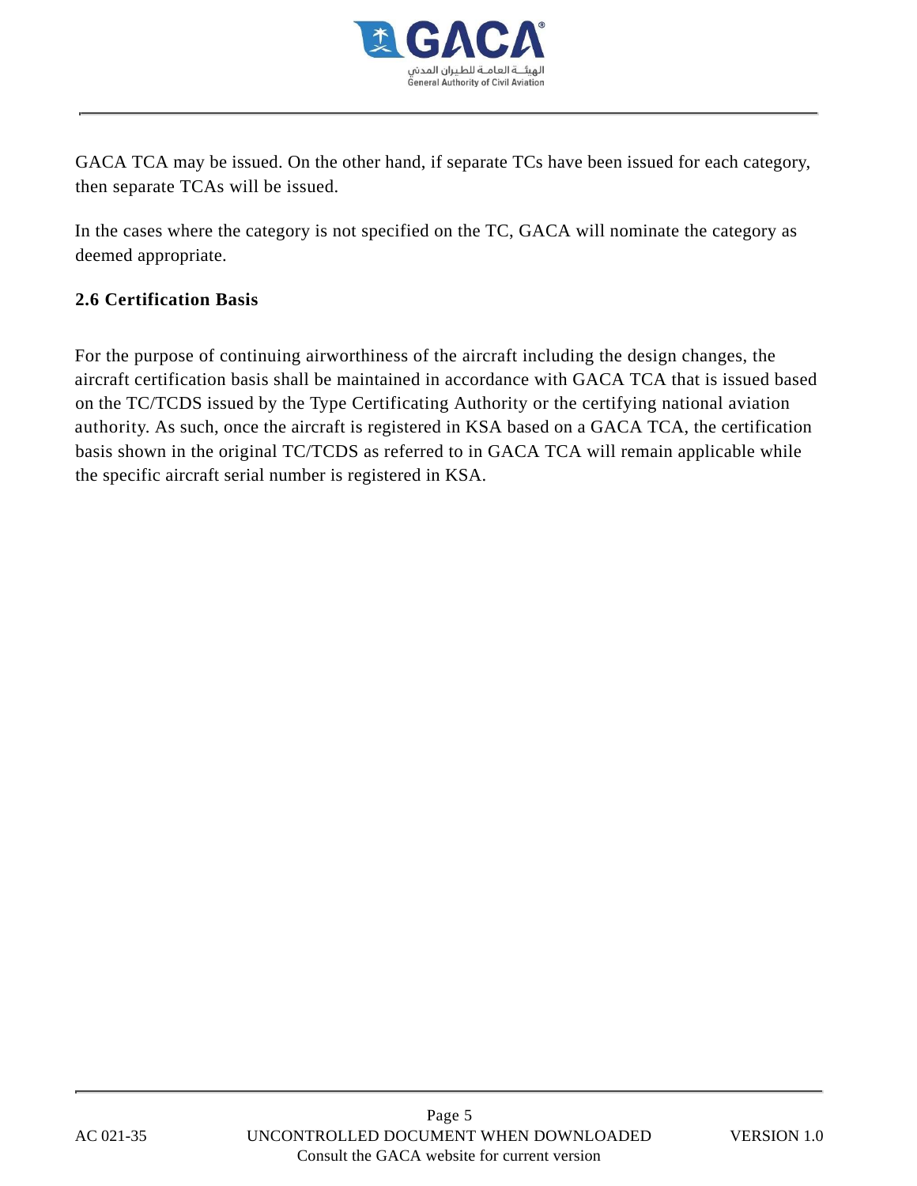GACA TCA may be issued. On the other hand, if separate TCs have been issued for each category, then separate TCAs will be issued.

In the cases where the category is not specified on the TC, GACA will nominate the category as deemed appropriate.

## 2.6 Certification Basis

For the purpose of continuing airworthiness of the aircraft including the design changes, the aircraft certification basis shall be maintained in accordance with GACA TCA that is issued based on the TC/TCDS issued by the Type Certificating Authority or the certifying national aviation authority. As such, once the aircraft is registered in KSA based on a GACA TCA, the certification basis shown in the original TC/TCDS as referred to in GACA TCA will remain applicable while the specific aircraft serial number is registered in KSA.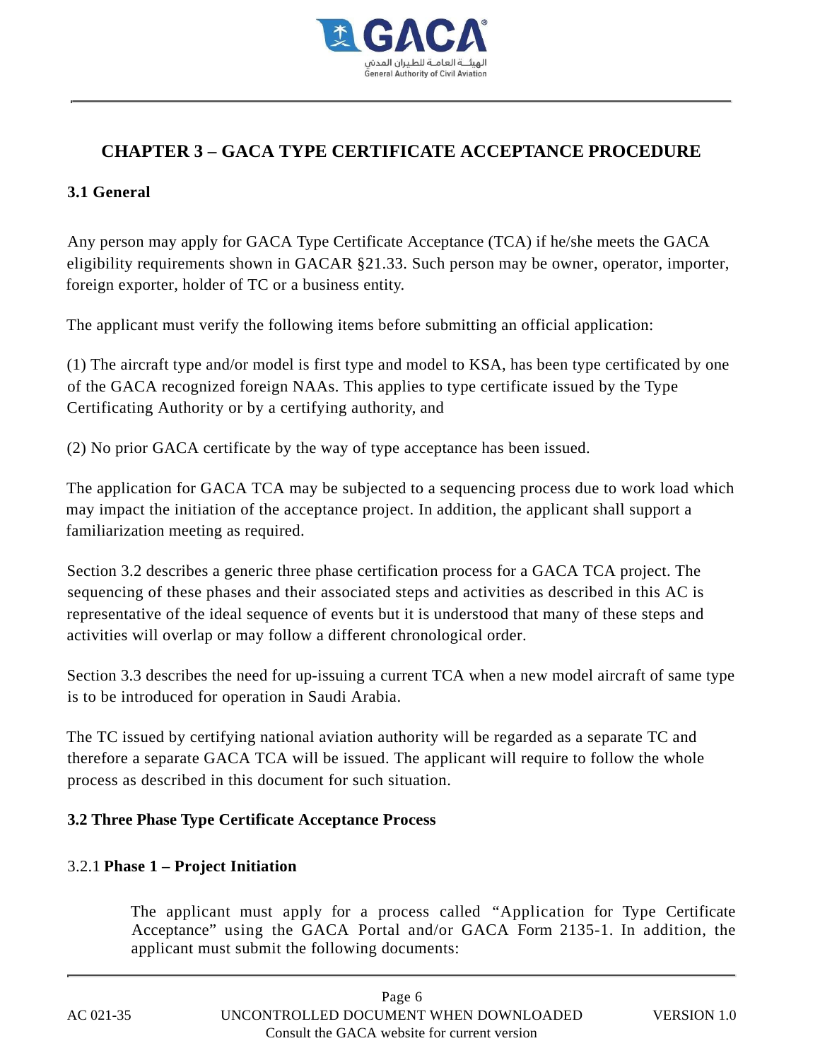# CHAPTER 3 – GACA TYPE CERTIFICATE ACCEPTANCE PROCEDURE

## 3.1 General

Any person may apply for GACA Type Certificate Acceptance (TCA) if he/she meets the GACA eligibility requirements shown in GACAR §21.33. Such person may be owner, operator, importer, foreign exporter, holder of TC or a business entity.

The applicant must verify the following items before submitting an official application:

(1) The aircraft type and/or model is first type and model to KSA, has been type certificated by one of the GACA recognized foreign NAAs. This applies to type certificate issued by the Type Certificating Authority or by a certifying authority, and

(2) No prior GACA certificate by the way of type acceptance has been issued.

The application for GACA TCA may be subjected to a sequencing process due to work load which may impact the initiation of the acceptance project. In addition, the applicant shall support a familiarization meeting as required.

Section 3.2 describes a generic three phase certification process for a GACA TCA project. The sequencing of these phases and their associated steps and activities as described in this AC is representative of the ideal sequence of events but it is understood that many of these steps and activities will overlap or may follow a different chronological order.

Section 3.3 describes the need for up-issuing a current TCA when a new model aircraft of same type is to be introduced for operation in Saudi Arabia.

The TC issued by certifying national aviation authority will be regarded as a separate TC and therefore a separate GACA TCA will be issued. The applicant will require to follow the whole process as described in this document for such situation.

## 3.2 Three Phase Type Certificate Acceptance Process

### 3.2.1 Phase 1 – Project Initiation

The applicant must apply for a process called "Application for Type Certificate Acceptance" using the GACA Portal and/or GACA Form 2135-1. In addition, the applicant must submit the following documents: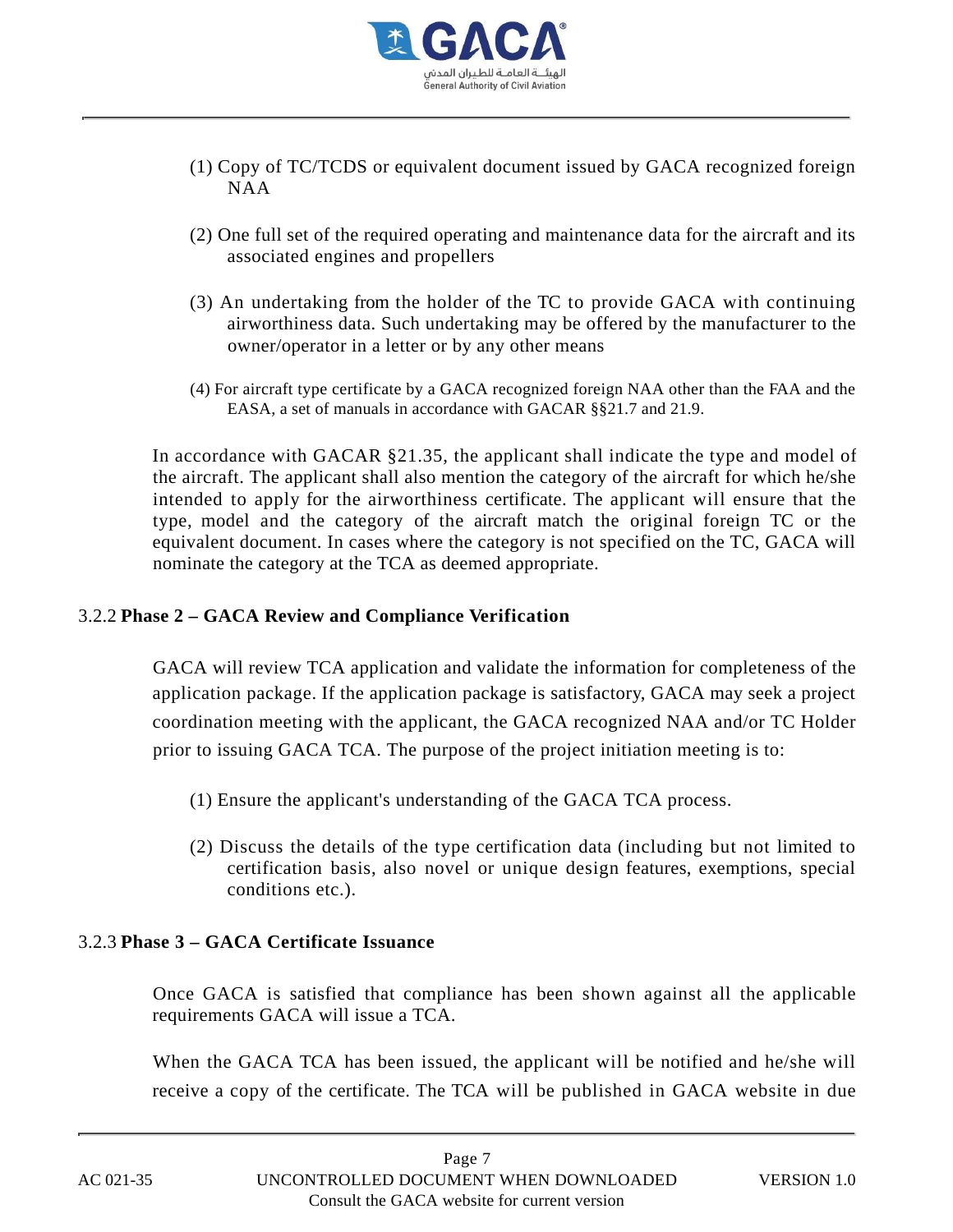(1) Copy of TC/TCDS or equivalent document issued by GACA recognized foreign NAA

(2) One full set of the required operating and maintenance data for the aircraft and its associated engines and propellers

(3) An undertaking from the holder of the TC to provide GACA with continuing airworthiness data. Such undertaking may be offered by the manufacturer to the owner/operator in a letter or by any other means

(4) For aircraft type certificate by a GACA recognized foreign NAA other than the FAA and the EASA, a set of manuals in accordance with GACAR §§21.7 and 21.9.

In accordance with GACAR §21.35, the applicant shall indicate the type and model of the aircraft. The applicant shall also mention the category of the aircraft for which he/she intended to apply for the airworthiness certificate. The applicant will ensure that the type, model and the category of the aircraft match the original foreign TC or the equivalent document. In cases where the category is not specified on the TC, GACA will nominate the category at the TCA as deemed appropriate.

### 3.2.2 Phase 2 – GACA Review and Compliance Verification

GACA will review TCA application and validate the information for completeness of the application package. If the application package is satisfactory, GACA may seek a project coordination meeting with the applicant, the GACA recognized NAA and/or TC Holder prior to issuing GACA TCA. The purpose of the project initiation meeting is to:

(1) Ensure the applicant's understanding of the GACA TCA process.

(2) Discuss the details of the type certification data (including but not limited to certification basis, also novel or unique design features, exemptions, special conditions etc.).

### 3.2.3 Phase 3 – GACA Certificate Issuance

Once GACA is satisfied that compliance has been shown against all the applicable requirements GACA will issue a TCA.

When the GACA TCA has been issued, the applicant will be notified and he/she will receive a copy of the certificate. The TCA will be published in GACA website in due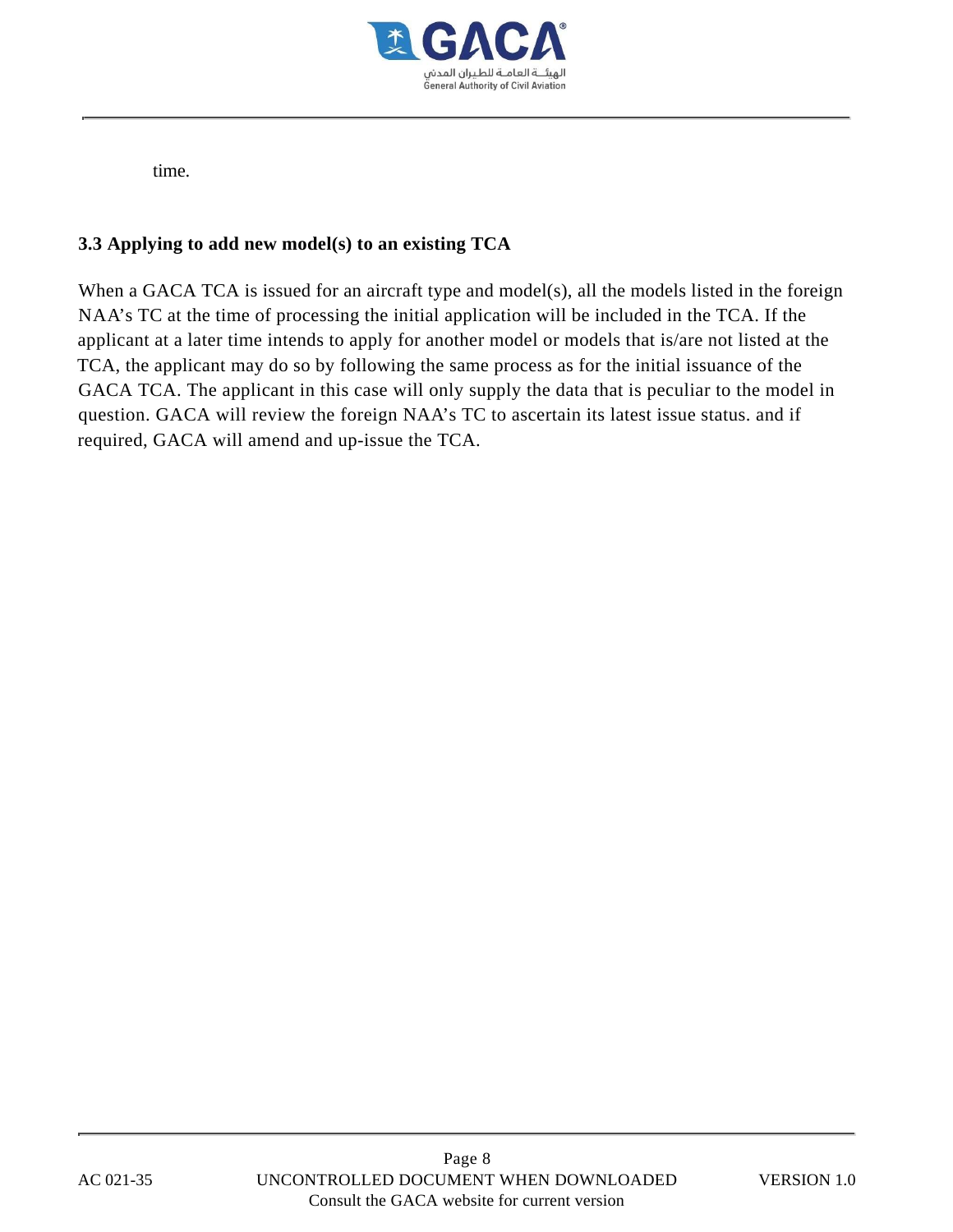time.

### 3.3 Applying to add new model(s) to an existing TCA

When a GACA TCA is issued for an aircraft type and model(s), all the models listed in the foreign NAA's TC at the time of processing the initial application will be included in the TCA. If the applicant at a later time intends to apply for another model or models that is/are not listed at the TCA, the applicant may do so by following the same process as for the initial issuance of the GACA TCA. The applicant in this case will only supply the data that is peculiar to the model in question. GACA will review the foreign NAA's TC to ascertain its latest issue status. and if required, GACA will amend and up-issue the TCA.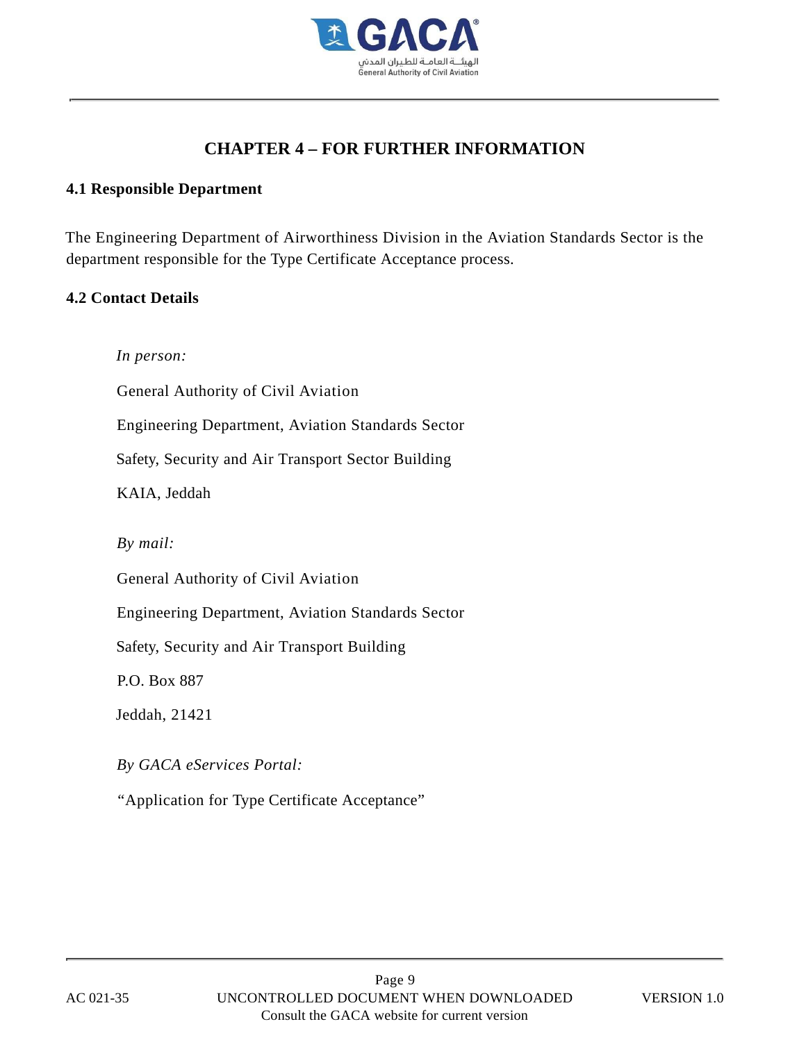# CHAPTER 4 – FOR FURTHER INFORMATION

## 4.1 Responsible Department

The Engineering Department of Airworthiness Division in the Aviation Standards Sector is the department responsible for the Type Certificate Acceptance process.

## 4.2 Contact Details

*In person:*

General Authority of Civil Aviation

Engineering Department, Aviation Standards Sector

Safety, Security and Air Transport Sector Building

KAIA, Jeddah

*By mail:*

General Authority of Civil Aviation

Engineering Department, Aviation Standards Sector

Safety, Security and Air Transport Building

P.O. Box 887

Jeddah, 21421

*By GACA eServices Portal:*

"Application for Type Certificate Acceptance"